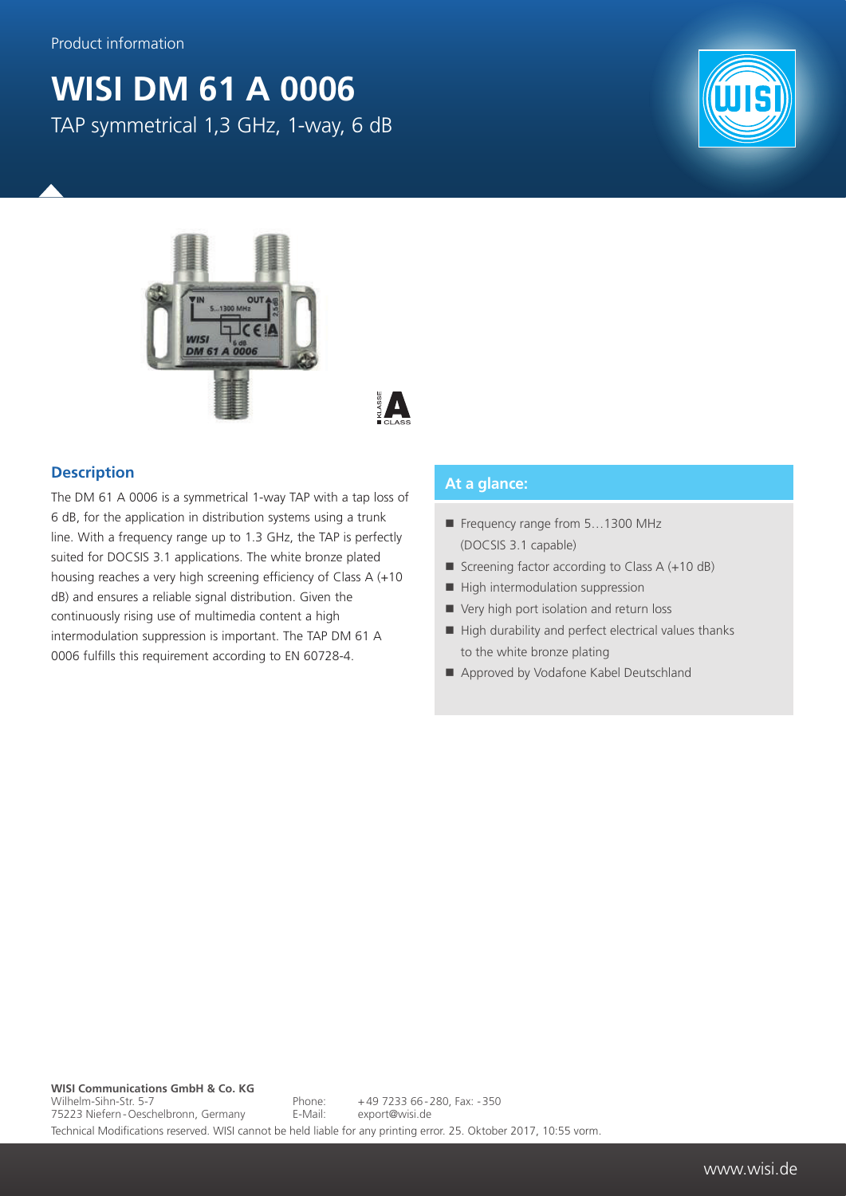Product information

# WISI DM 61 A 0006

TAP symmetrical 1,3 GHz, 1-way, 6 dB

## Description

The DM 61 A 0006 is a symmetrical 1-way TAP with a tap loss of 6 dB, for the application in distribution systems using a trunk line. With a frequency range up to 1.3 GHz, the TAP is perfectly suited for DOCSIS 3.1 applications. The white bronze plated housing reaches a very high screening efficiency of Class A (+10 dB) and ensures a reliable signal distribution. Given the continuously rising use of multimedia content a high intermodulation suppression is important. The TAP DM 61 A 0006 fulfills this requirement according to EN 60728-4.

## At a glance:

- Frequency range from 5…1300 MHz (DOCSIS 3.1 capable)
- Screening factor according to Class A (+10 dB)
- High intermodulation suppression
- Very high port isolation and return loss
- High durability and perfect electrical values thanks to the white bronze plating
- Approved by Vodafone Kabel Deutschland

**WISI Communications GmbH & Co. KG**
Wilhelm-Sihn-Str. 5-7
75223 Niefern-Oeschelbronn, Germany

Phone: +49 7233 66-280, Fax: -350
E-Mail: export@wisi.de

Technical Modifications reserved. WISI cannot be held liable for any printing error. 25. Oktober 2017, 10:55 vorm.

www.wisi.de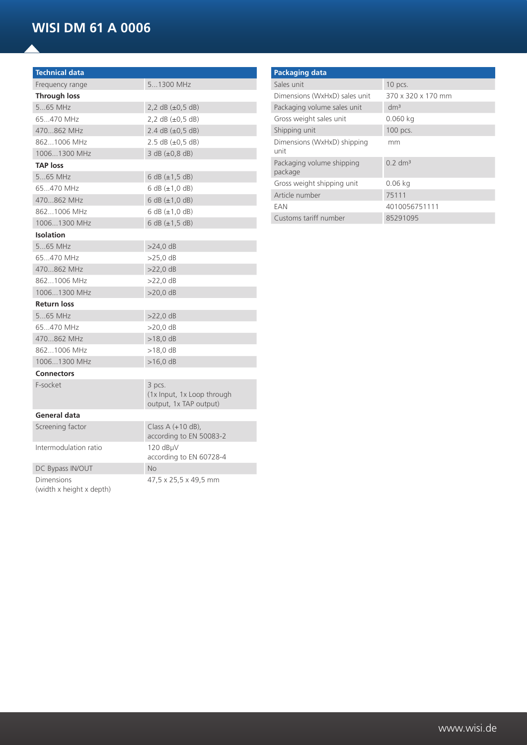# WISI DM 61 A 0006

| Technical data | |
|---|---|
| Frequency range | 5...1300 MHz |
| **Through loss** | |
| 5...65 MHz | 2,2 dB (±0,5 dB) |
| 65...470 MHz | 2,2 dB (±0,5 dB) |
| 470...862 MHz | 2.4 dB (±0,5 dB) |
| 862...1006 MHz | 2.5 dB (±0,5 dB) |
| 1006...1300 MHz | 3 dB (±0,8 dB) |
| **TAP loss** | |
| 5...65 MHz | 6 dB (±1,5 dB) |
| 65...470 MHz | 6 dB (±1,0 dB) |
| 470...862 MHz | 6 dB (±1,0 dB) |
| 862...1006 MHz | 6 dB (±1,0 dB) |
| 1006...1300 MHz | 6 dB (±1,5 dB) |
| **Isolation** | |
| 5...65 MHz | >24,0 dB |
| 65...470 MHz | >25,0 dB |
| 470...862 MHz | >22,0 dB |
| 862...1006 MHz | >22,0 dB |
| 1006...1300 MHz | >20,0 dB |
| **Return loss** | |
| 5...65 MHz | >22,0 dB |
| 65...470 MHz | >20,0 dB |
| 470...862 MHz | >18,0 dB |
| 862...1006 MHz | >18,0 dB |
| 1006...1300 MHz | >16,0 dB |
| **Connectors** | |
| F-socket | 3 pcs. (1x Input, 1x Loop through output, 1x TAP output) |
| **General data** | |
| Screening factor | Class A (+10 dB), according to EN 50083-2 |
| Intermodulation ratio | 120 dBµV according to EN 60728-4 |
| DC Bypass IN/OUT | No |
| Dimensions (width x height x depth) | 47,5 x 25,5 x 49,5 mm |

| Packaging data | |
|---|---|
| Sales unit | 10 pcs. |
| Dimensions (WxHxD) sales unit | 370 x 320 x 170 mm |
| Packaging volume sales unit | dm³ |
| Gross weight sales unit | 0.060 kg |
| Shipping unit | 100 pcs. |
| Dimensions (WxHxD) shipping unit | mm |
| Packaging volume shipping package | 0.2 dm³ |
| Gross weight shipping unit | 0.06 kg |
| Article number | 75111 |
| EAN | 4010056751111 |
| Customs tariff number | 85291095 |

www.wisi.de